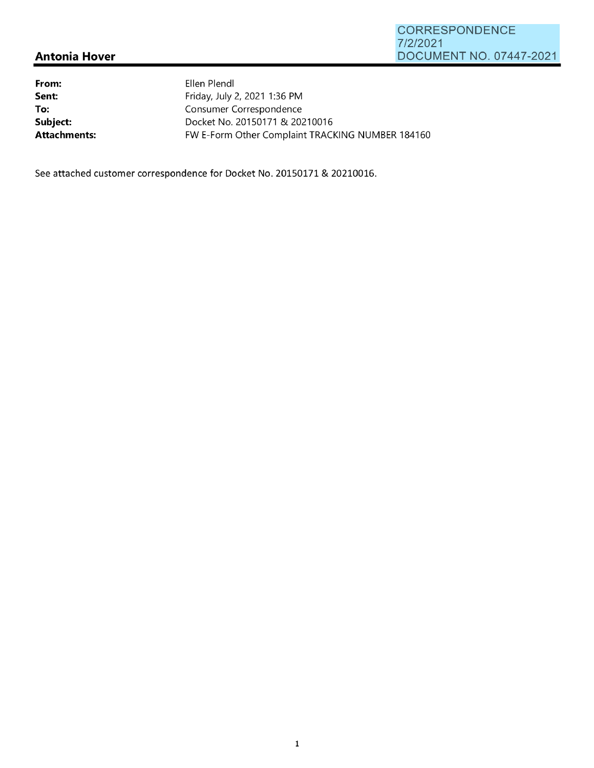CORRESPONDENCE
7/2/2021
DOCUMENT NO. 07447-2021

## Antonia Hover

| | |
|---|---|
| **From:** | Ellen Plendl |
| **Sent:** | Friday, July 2, 2021 1:36 PM |
| **To:** | Consumer Correspondence |
| **Subject:** | Docket No. 20150171 & 20210016 |
| **Attachments:** | FW E-Form Other Complaint TRACKING NUMBER 184160 |

See attached customer correspondence for Docket No. 20150171 & 20210016.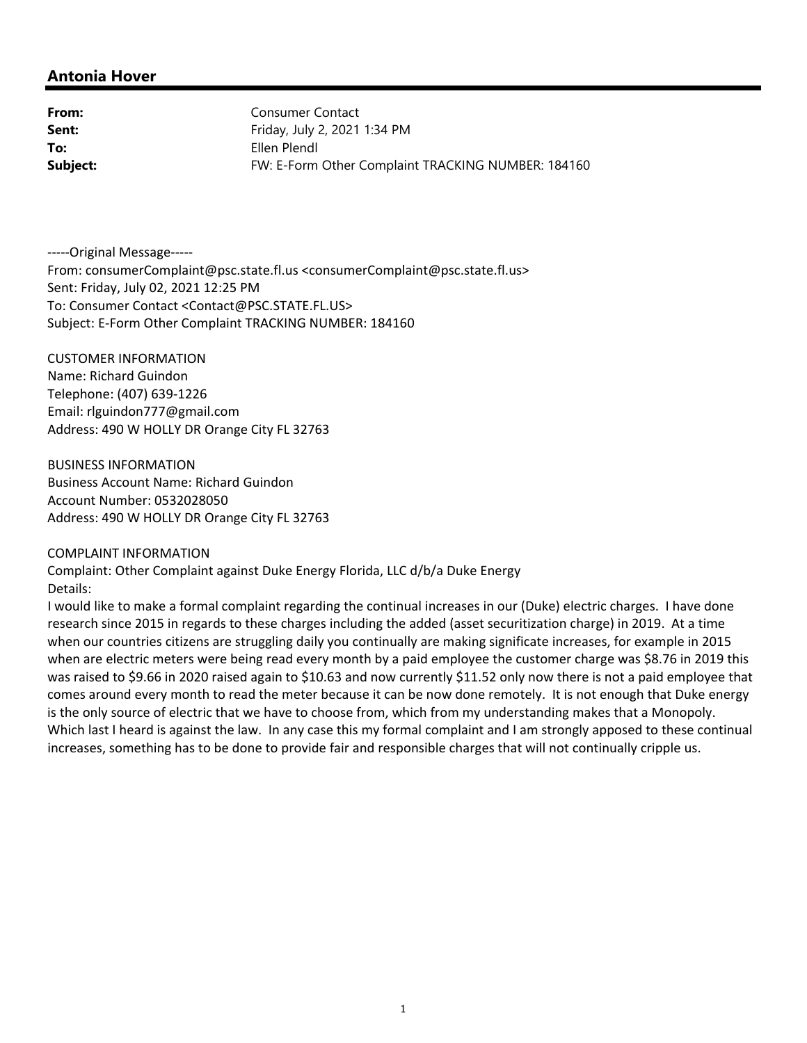**Antonia Hover**

| | |
|---|---|
| **From:** | Consumer Contact |
| **Sent:** | Friday, July 2, 2021 1:34 PM |
| **To:** | Ellen Plendl |
| **Subject:** | FW: E-Form Other Complaint TRACKING NUMBER: 184160 |

-----Original Message-----
From: consumerComplaint@psc.state.fl.us <consumerComplaint@psc.state.fl.us>
Sent: Friday, July 02, 2021 12:25 PM
To: Consumer Contact <Contact@PSC.STATE.FL.US>
Subject: E-Form Other Complaint TRACKING NUMBER: 184160

CUSTOMER INFORMATION
Name: Richard Guindon
Telephone: (407) 639-1226
Email: rlguindon777@gmail.com
Address: 490 W HOLLY DR Orange City FL 32763

BUSINESS INFORMATION
Business Account Name: Richard Guindon
Account Number: 0532028050
Address: 490 W HOLLY DR Orange City FL 32763

COMPLAINT INFORMATION
Complaint: Other Complaint against Duke Energy Florida, LLC d/b/a Duke Energy
Details:
I would like to make a formal complaint regarding the continual increases in our (Duke) electric charges. I have done research since 2015 in regards to these charges including the added (asset securitization charge) in 2019. At a time when our countries citizens are struggling daily you continually are making significate increases, for example in 2015 when are electric meters were being read every month by a paid employee the customer charge was $8.76 in 2019 this was raised to $9.66 in 2020 raised again to $10.63 and now currently $11.52 only now there is not a paid employee that comes around every month to read the meter because it can be now done remotely. It is not enough that Duke energy is the only source of electric that we have to choose from, which from my understanding makes that a Monopoly. Which last I heard is against the law. In any case this my formal complaint and I am strongly apposed to these continual increases, something has to be done to provide fair and responsible charges that will not continually cripple us.